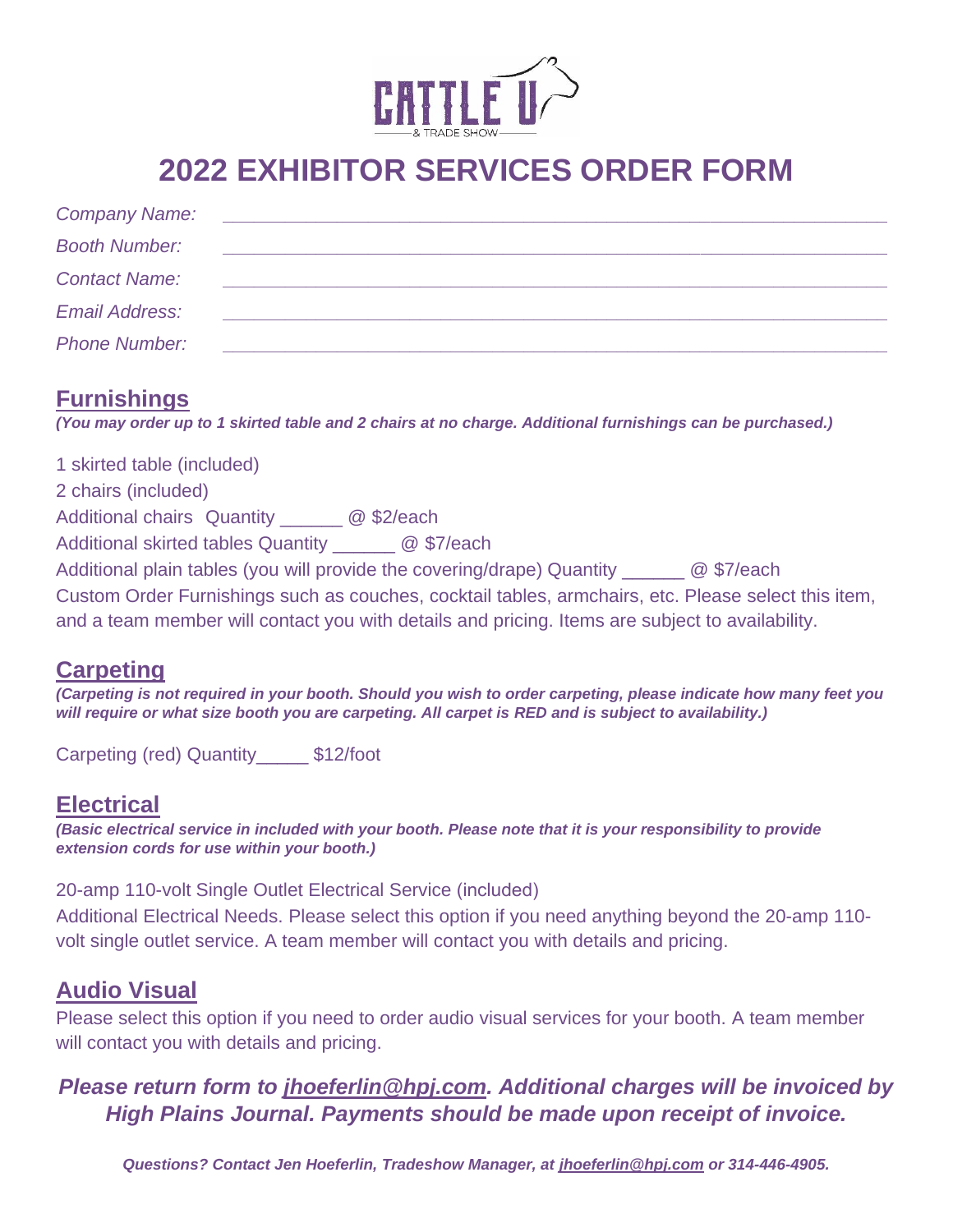CATTLE U
& TRADE SHOW

# 2022 EXHIBITOR SERVICES ORDER FORM

*Company Name:* ___________________________________________

*Booth Number:* ___________________________________________

*Contact Name:* ___________________________________________

*Email Address:* ___________________________________________

*Phone Number:* ___________________________________________

## Furnishings

***(You may order up to 1 skirted table and 2 chairs at no charge. Additional furnishings can be purchased.)***

1 skirted table (included)

2 chairs (included)

Additional chairs  Quantity ______ @ $2/each

Additional skirted tables Quantity ______ @ $7/each

Additional plain tables (you will provide the covering/drape) Quantity ______ @ $7/each

Custom Order Furnishings such as couches, cocktail tables, armchairs, etc. Please select this item, and a team member will contact you with details and pricing. Items are subject to availability.

## Carpeting

***(Carpeting is not required in your booth. Should you wish to order carpeting, please indicate how many feet you will require or what size booth you are carpeting. All carpet is RED and is subject to availability.)***

Carpeting (red) Quantity_____ $12/foot

## Electrical

***(Basic electrical service in included with your booth. Please note that it is your responsibility to provide extension cords for use within your booth.)***

20-amp 110-volt Single Outlet Electrical Service (included)

Additional Electrical Needs. Please select this option if you need anything beyond the 20-amp 110-volt single outlet service. A team member will contact you with details and pricing.

## Audio Visual

Please select this option if you need to order audio visual services for your booth. A team member will contact you with details and pricing.

***Please return form to jhoeferlin@hpj.com. Additional charges will be invoiced by High Plains Journal. Payments should be made upon receipt of invoice.***

***Questions? Contact Jen Hoeferlin, Tradeshow Manager, at jhoeferlin@hpj.com or 314-446-4905.***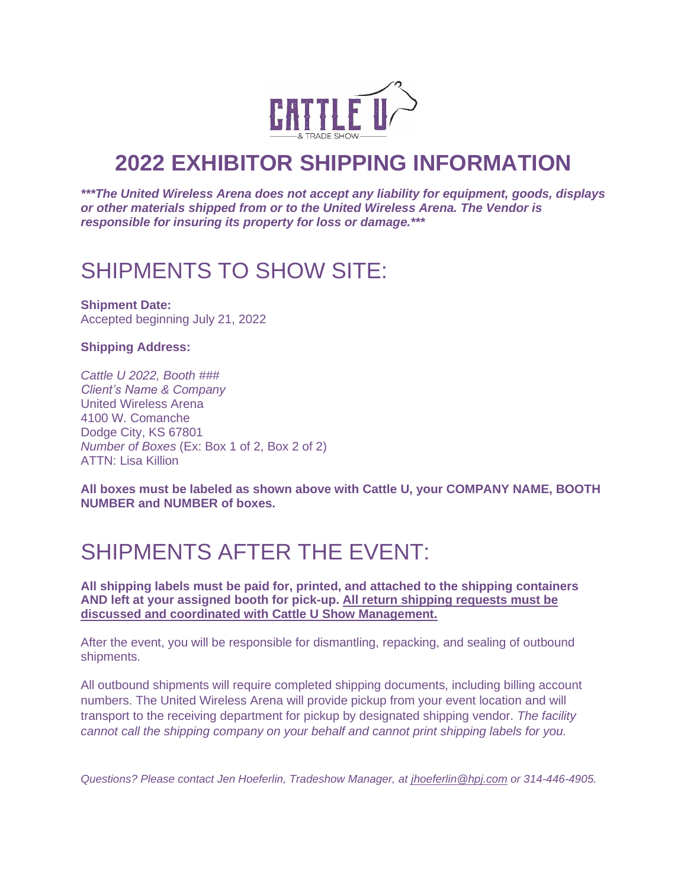# 2022 EXHIBITOR SHIPPING INFORMATION

***\*\*\*The United Wireless Arena does not accept any liability for equipment, goods, displays or other materials shipped from or to the United Wireless Arena. The Vendor is responsible for insuring its property for loss or damage.\*\*\****

## SHIPMENTS TO SHOW SITE:

**Shipment Date:**
Accepted beginning July 21, 2022

**Shipping Address:**

*Cattle U 2022, Booth ###*
*Client's Name & Company*
United Wireless Arena
4100 W. Comanche
Dodge City, KS 67801
*Number of Boxes* (Ex: Box 1 of 2, Box 2 of 2)
ATTN: Lisa Killion

**All boxes must be labeled as shown above with Cattle U, your COMPANY NAME, BOOTH NUMBER and NUMBER of boxes.**

## SHIPMENTS AFTER THE EVENT:

**All shipping labels must be paid for, printed, and attached to the shipping containers AND left at your assigned booth for pick-up. <u>All return shipping requests must be discussed and coordinated with Cattle U Show Management.</u>**

After the event, you will be responsible for dismantling, repacking, and sealing of outbound shipments.

All outbound shipments will require completed shipping documents, including billing account numbers. The United Wireless Arena will provide pickup from your event location and will transport to the receiving department for pickup by designated shipping vendor. *The facility cannot call the shipping company on your behalf and cannot print shipping labels for you.*

*Questions? Please contact Jen Hoeferlin, Tradeshow Manager, at jhoeferlin@hpj.com or 314-446-4905.*